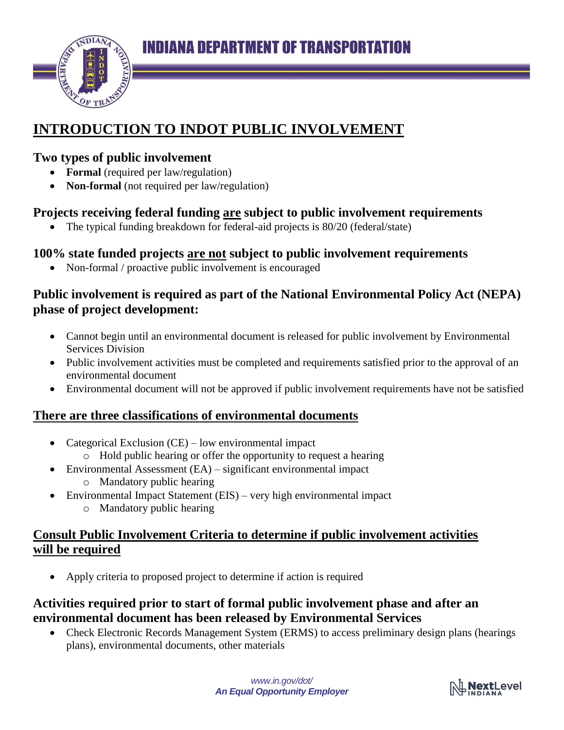# INDIANA DEPARTMENT OF TRANSPORTATION

# INTRODUCTION TO INDOT PUBLIC INVOLVEMENT

## Two types of public involvement

- **Formal** (required per law/regulation)
- **Non-formal** (not required per law/regulation)

## Projects receiving federal funding <u>are</u> subject to public involvement requirements

- The typical funding breakdown for federal-aid projects is 80/20 (federal/state)

## 100% state funded projects <u>are not</u> subject to public involvement requirements

- Non-formal / proactive public involvement is encouraged

## Public involvement is required as part of the National Environmental Policy Act (NEPA) phase of project development:

- Cannot begin until an environmental document is released for public involvement by Environmental Services Division
- Public involvement activities must be completed and requirements satisfied prior to the approval of an environmental document
- Environmental document will not be approved if public involvement requirements have not be satisfied

## <u>There are three classifications of environmental documents</u>

- Categorical Exclusion (CE) – low environmental impact
  - Hold public hearing or offer the opportunity to request a hearing
- Environmental Assessment (EA) – significant environmental impact
  - Mandatory public hearing
- Environmental Impact Statement (EIS) – very high environmental impact
  - Mandatory public hearing

## <u>Consult Public Involvement Criteria to determine if public involvement activities will be required</u>

- Apply criteria to proposed project to determine if action is required

## Activities required prior to start of formal public involvement phase and after an environmental document has been released by Environmental Services

- Check Electronic Records Management System (ERMS) to access preliminary design plans (hearings plans), environmental documents, other materials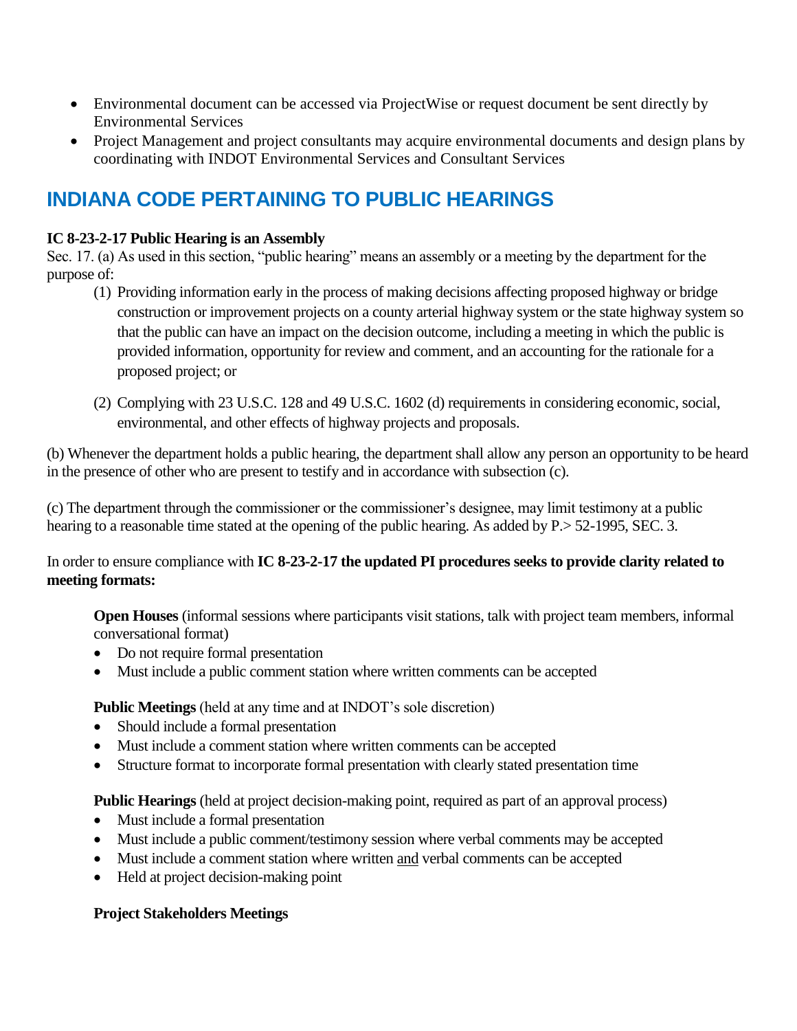- Environmental document can be accessed via ProjectWise or request document be sent directly by Environmental Services
- Project Management and project consultants may acquire environmental documents and design plans by coordinating with INDOT Environmental Services and Consultant Services

## INDIANA CODE PERTAINING TO PUBLIC HEARINGS

**IC 8-23-2-17 Public Hearing is an Assembly**

Sec. 17. (a) As used in this section, "public hearing" means an assembly or a meeting by the department for the purpose of:

(1) Providing information early in the process of making decisions affecting proposed highway or bridge construction or improvement projects on a county arterial highway system or the state highway system so that the public can have an impact on the decision outcome, including a meeting in which the public is provided information, opportunity for review and comment, and an accounting for the rationale for a proposed project; or

(2) Complying with 23 U.S.C. 128 and 49 U.S.C. 1602 (d) requirements in considering economic, social, environmental, and other effects of highway projects and proposals.

(b) Whenever the department holds a public hearing, the department shall allow any person an opportunity to be heard in the presence of other who are present to testify and in accordance with subsection (c).

(c) The department through the commissioner or the commissioner's designee, may limit testimony at a public hearing to a reasonable time stated at the opening of the public hearing. As added by P.> 52-1995, SEC. 3.

In order to ensure compliance with **IC 8-23-2-17 the updated PI procedures seeks to provide clarity related to meeting formats:**

**Open Houses** (informal sessions where participants visit stations, talk with project team members, informal conversational format)

- Do not require formal presentation
- Must include a public comment station where written comments can be accepted

**Public Meetings** (held at any time and at INDOT's sole discretion)

- Should include a formal presentation
- Must include a comment station where written comments can be accepted
- Structure format to incorporate formal presentation with clearly stated presentation time

**Public Hearings** (held at project decision-making point, required as part of an approval process)

- Must include a formal presentation
- Must include a public comment/testimony session where verbal comments may be accepted
- Must include a comment station where written <u>and</u> verbal comments can be accepted
- Held at project decision-making point

**Project Stakeholders Meetings**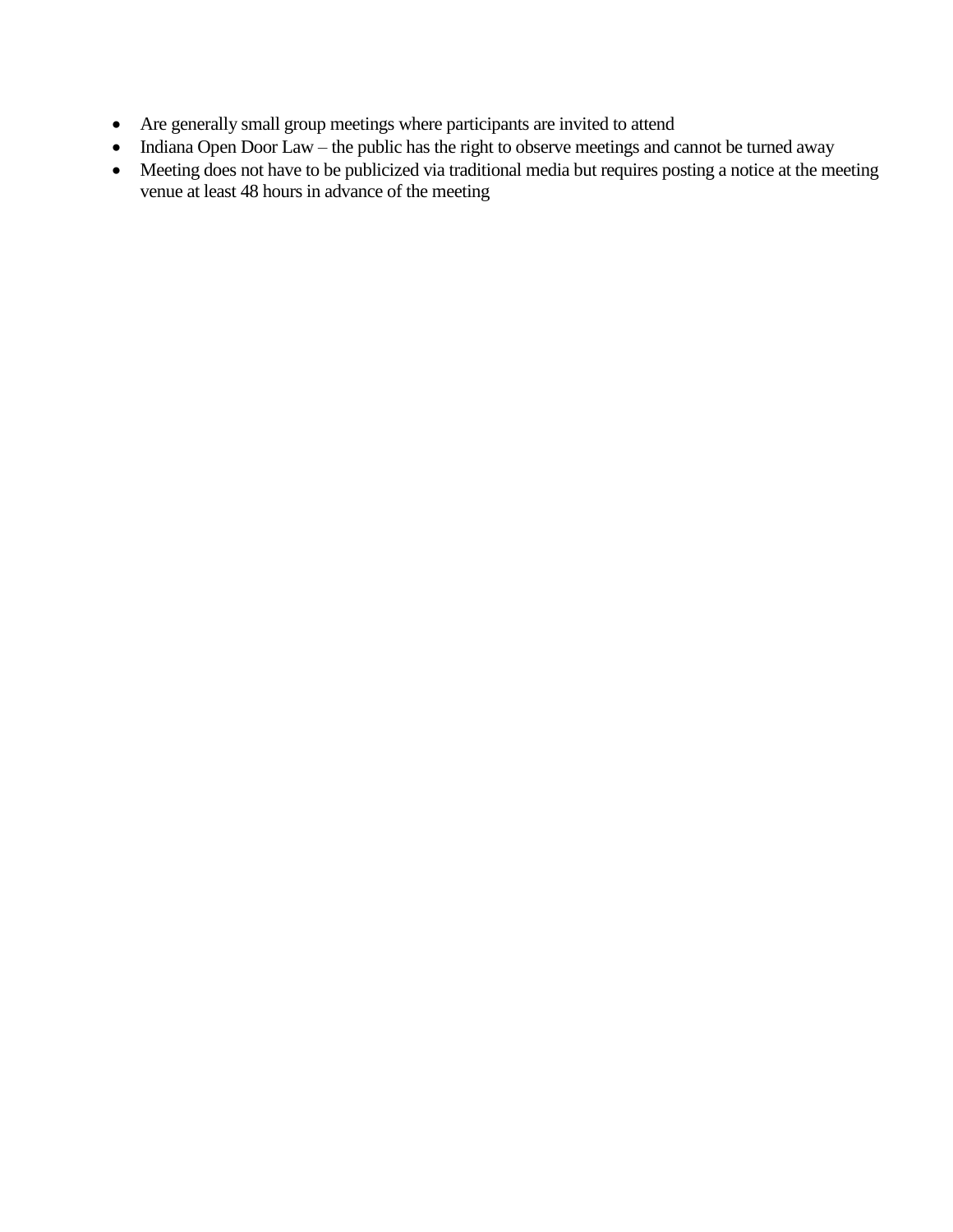- Are generally small group meetings where participants are invited to attend
- Indiana Open Door Law – the public has the right to observe meetings and cannot be turned away
- Meeting does not have to be publicized via traditional media but requires posting a notice at the meeting venue at least 48 hours in advance of the meeting